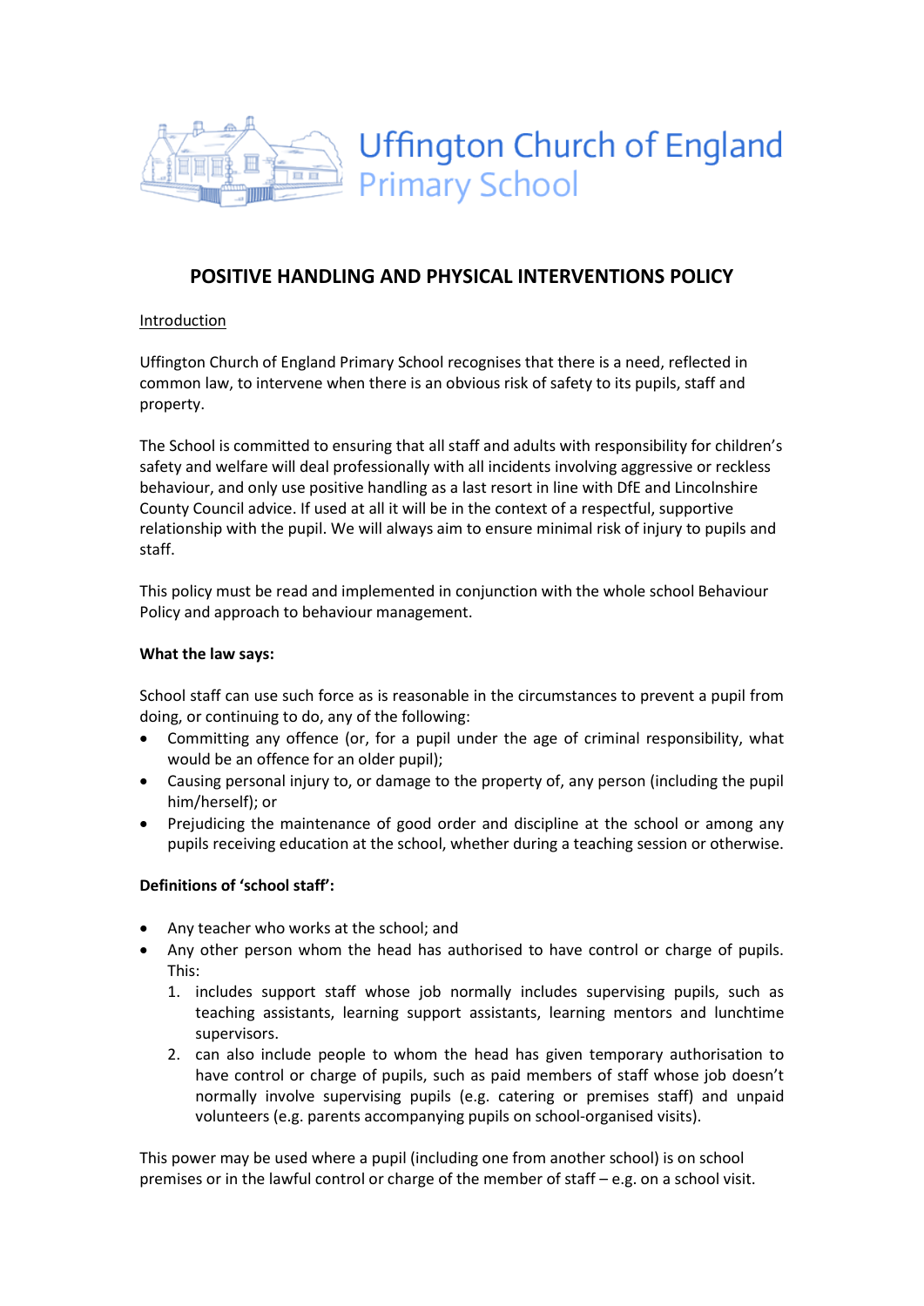Uffington Church of England Primary School

# POSITIVE HANDLING AND PHYSICAL INTERVENTIONS POLICY

Introduction

Uffington Church of England Primary School recognises that there is a need, reflected in common law, to intervene when there is an obvious risk of safety to its pupils, staff and property.

The School is committed to ensuring that all staff and adults with responsibility for children's safety and welfare will deal professionally with all incidents involving aggressive or reckless behaviour, and only use positive handling as a last resort in line with DfE and Lincolnshire County Council advice. If used at all it will be in the context of a respectful, supportive relationship with the pupil. We will always aim to ensure minimal risk of injury to pupils and staff.

This policy must be read and implemented in conjunction with the whole school Behaviour Policy and approach to behaviour management.

**What the law says:**

School staff can use such force as is reasonable in the circumstances to prevent a pupil from doing, or continuing to do, any of the following:

- Committing any offence (or, for a pupil under the age of criminal responsibility, what would be an offence for an older pupil);
- Causing personal injury to, or damage to the property of, any person (including the pupil him/herself); or
- Prejudicing the maintenance of good order and discipline at the school or among any pupils receiving education at the school, whether during a teaching session or otherwise.

**Definitions of 'school staff':**

- Any teacher who works at the school; and
- Any other person whom the head has authorised to have control or charge of pupils. This:
    1. includes support staff whose job normally includes supervising pupils, such as teaching assistants, learning support assistants, learning mentors and lunchtime supervisors.
    2. can also include people to whom the head has given temporary authorisation to have control or charge of pupils, such as paid members of staff whose job doesn't normally involve supervising pupils (e.g. catering or premises staff) and unpaid volunteers (e.g. parents accompanying pupils on school-organised visits).

This power may be used where a pupil (including one from another school) is on school premises or in the lawful control or charge of the member of staff – e.g. on a school visit.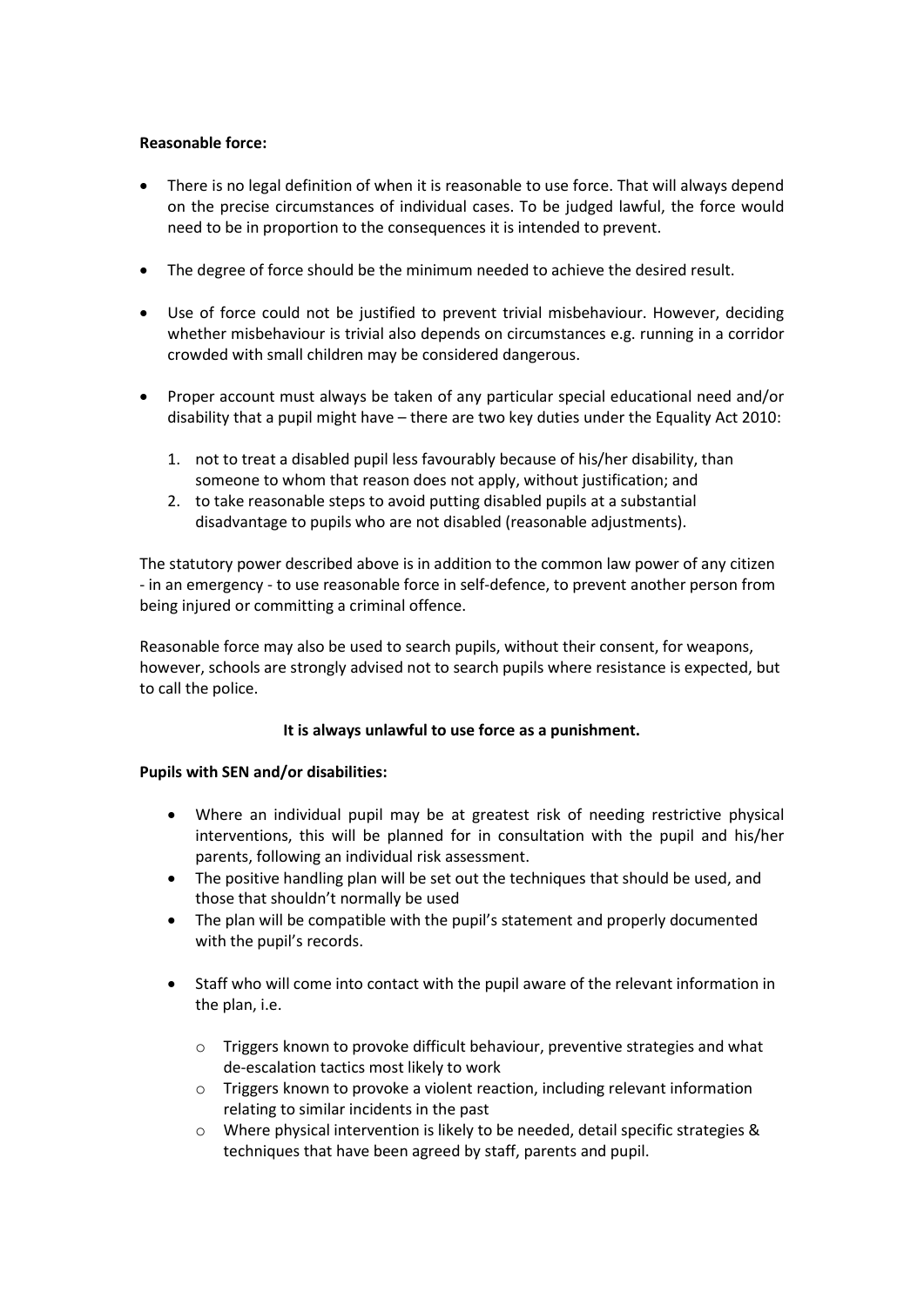**Reasonable force:**

- There is no legal definition of when it is reasonable to use force. That will always depend on the precise circumstances of individual cases. To be judged lawful, the force would need to be in proportion to the consequences it is intended to prevent.
- The degree of force should be the minimum needed to achieve the desired result.
- Use of force could not be justified to prevent trivial misbehaviour. However, deciding whether misbehaviour is trivial also depends on circumstances e.g. running in a corridor crowded with small children may be considered dangerous.
- Proper account must always be taken of any particular special educational need and/or disability that a pupil might have – there are two key duties under the Equality Act 2010:
    1. not to treat a disabled pupil less favourably because of his/her disability, than someone to whom that reason does not apply, without justification; and
    2. to take reasonable steps to avoid putting disabled pupils at a substantial disadvantage to pupils who are not disabled (reasonable adjustments).

The statutory power described above is in addition to the common law power of any citizen - in an emergency - to use reasonable force in self-defence, to prevent another person from being injured or committing a criminal offence.

Reasonable force may also be used to search pupils, without their consent, for weapons, however, schools are strongly advised not to search pupils where resistance is expected, but to call the police.

**It is always unlawful to use force as a punishment.**

**Pupils with SEN and/or disabilities:**

- Where an individual pupil may be at greatest risk of needing restrictive physical interventions, this will be planned for in consultation with the pupil and his/her parents, following an individual risk assessment.
- The positive handling plan will be set out the techniques that should be used, and those that shouldn't normally be used
- The plan will be compatible with the pupil's statement and properly documented with the pupil's records.
- Staff who will come into contact with the pupil aware of the relevant information in the plan, i.e.
    - Triggers known to provoke difficult behaviour, preventive strategies and what de-escalation tactics most likely to work
    - Triggers known to provoke a violent reaction, including relevant information relating to similar incidents in the past
    - Where physical intervention is likely to be needed, detail specific strategies & techniques that have been agreed by staff, parents and pupil.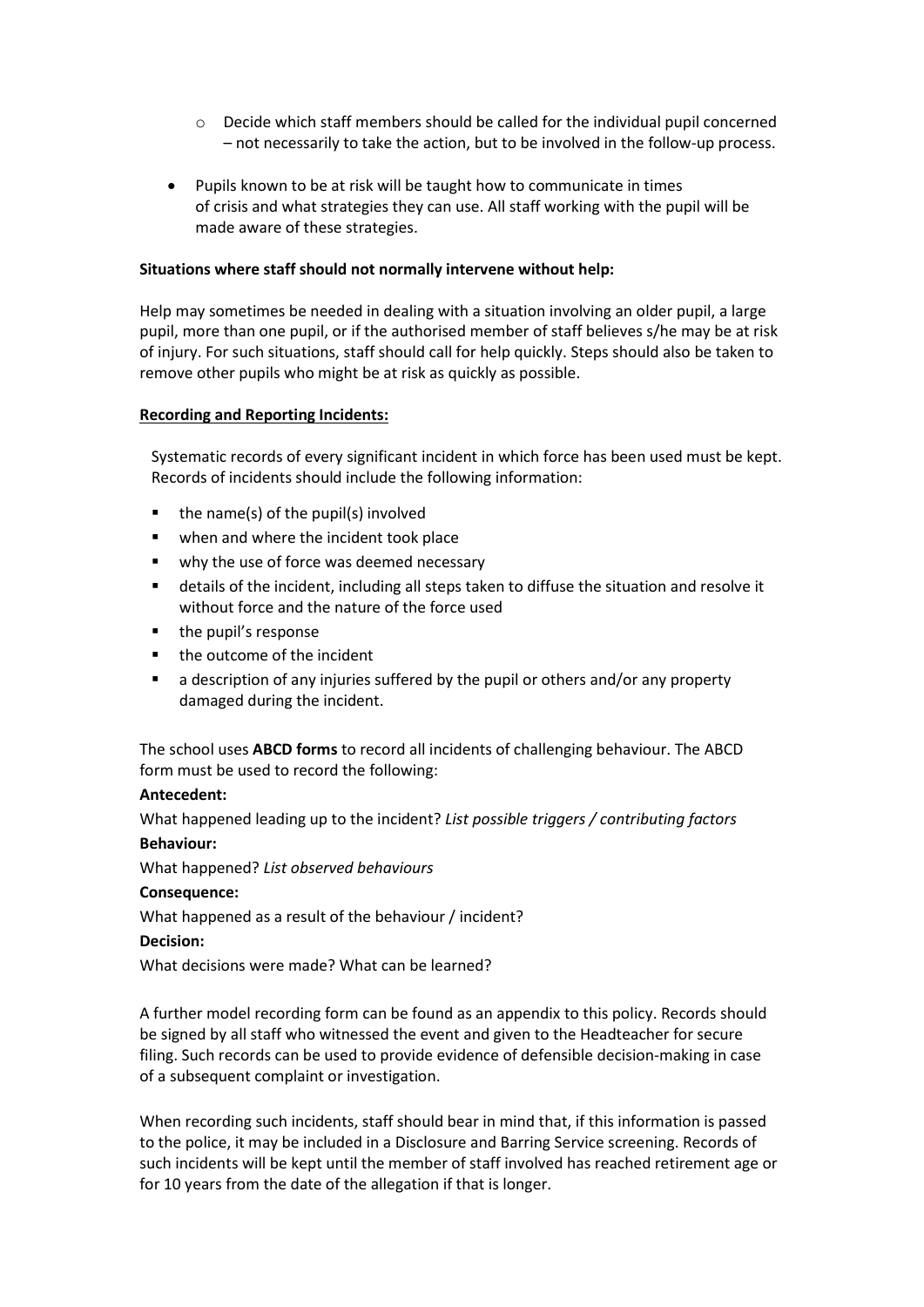- Decide which staff members should be called for the individual pupil concerned – not necessarily to take the action, but to be involved in the follow-up process.

- Pupils known to be at risk will be taught how to communicate in times of crisis and what strategies they can use. All staff working with the pupil will be made aware of these strategies.

**Situations where staff should not normally intervene without help:**

Help may sometimes be needed in dealing with a situation involving an older pupil, a large pupil, more than one pupil, or if the authorised member of staff believes s/he may be at risk of injury. For such situations, staff should call for help quickly. Steps should also be taken to remove other pupils who might be at risk as quickly as possible.

**Recording and Reporting Incidents:**

Systematic records of every significant incident in which force has been used must be kept. Records of incidents should include the following information:

- the name(s) of the pupil(s) involved
- when and where the incident took place
- why the use of force was deemed necessary
- details of the incident, including all steps taken to diffuse the situation and resolve it without force and the nature of the force used
- the pupil's response
- the outcome of the incident
- a description of any injuries suffered by the pupil or others and/or any property damaged during the incident.

The school uses **ABCD forms** to record all incidents of challenging behaviour. The ABCD form must be used to record the following:

**Antecedent:**

What happened leading up to the incident? *List possible triggers / contributing factors*

**Behaviour:**

What happened? *List observed behaviours*

**Consequence:**

What happened as a result of the behaviour / incident?

**Decision:**

What decisions were made? What can be learned?

A further model recording form can be found as an appendix to this policy. Records should be signed by all staff who witnessed the event and given to the Headteacher for secure filing. Such records can be used to provide evidence of defensible decision-making in case of a subsequent complaint or investigation.

When recording such incidents, staff should bear in mind that, if this information is passed to the police, it may be included in a Disclosure and Barring Service screening. Records of such incidents will be kept until the member of staff involved has reached retirement age or for 10 years from the date of the allegation if that is longer.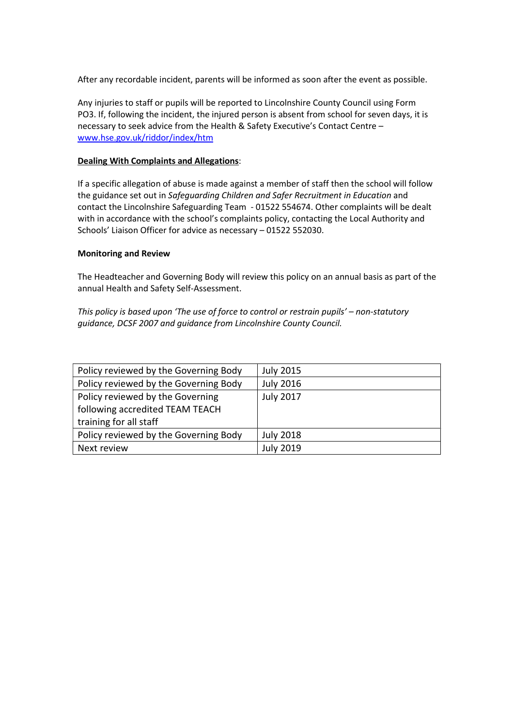After any recordable incident, parents will be informed as soon after the event as possible.

Any injuries to staff or pupils will be reported to Lincolnshire County Council using Form PO3. If, following the incident, the injured person is absent from school for seven days, it is necessary to seek advice from the Health & Safety Executive's Contact Centre – [www.hse.gov.uk/riddor/index/htm](www.hse.gov.uk/riddor/index/htm)

**Dealing With Complaints and Allegations**:

If a specific allegation of abuse is made against a member of staff then the school will follow the guidance set out in *Safeguarding Children and Safer Recruitment in Education* and contact the Lincolnshire Safeguarding Team - 01522 554674. Other complaints will be dealt with in accordance with the school's complaints policy, contacting the Local Authority and Schools' Liaison Officer for advice as necessary – 01522 552030.

**Monitoring and Review**

The Headteacher and Governing Body will review this policy on an annual basis as part of the annual Health and Safety Self-Assessment.

*This policy is based upon 'The use of force to control or restrain pupils' – non-statutory guidance, DCSF 2007 and guidance from Lincolnshire County Council.*

| Policy reviewed by the Governing Body | July 2015 |
|---|---|
| Policy reviewed by the Governing Body | July 2016 |
| Policy reviewed by the Governing following accredited TEAM TEACH training for all staff | July 2017 |
| Policy reviewed by the Governing Body | July 2018 |
| Next review | July 2019 |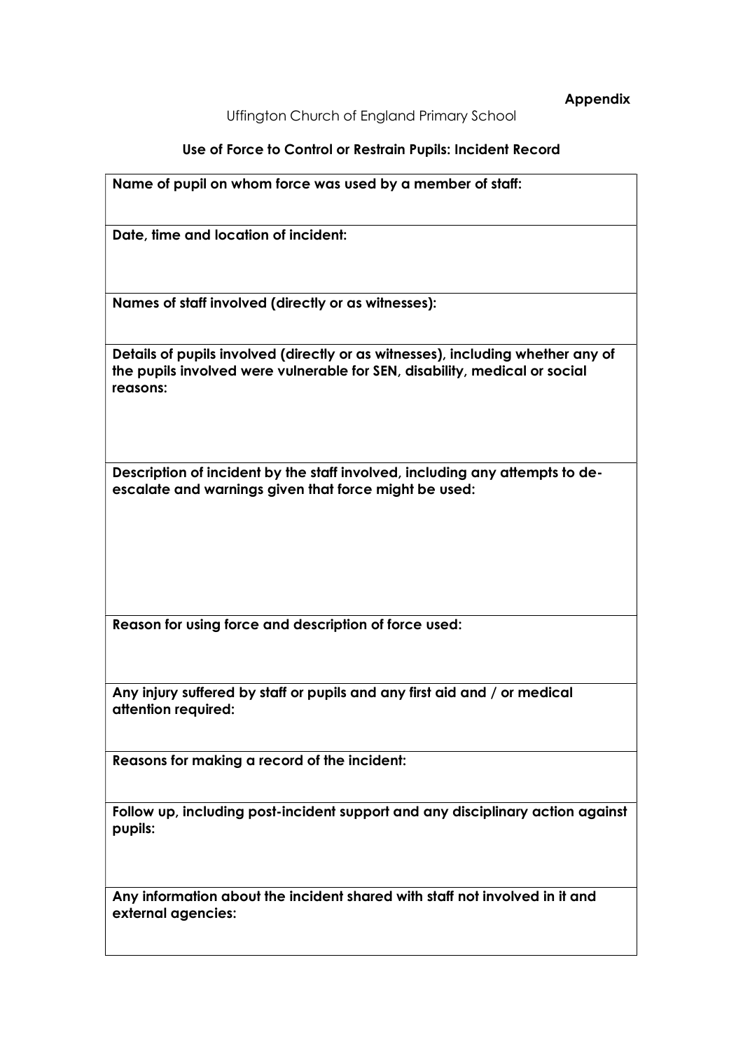**Appendix**

Uffington Church of England Primary School

### Use of Force to Control or Restrain Pupils: Incident Record

| **Name of pupil on whom force was used by a member of staff:** |
|---|
| **Date, time and location of incident:** |
| **Names of staff involved (directly or as witnesses):** |
| **Details of pupils involved (directly or as witnesses), including whether any of the pupils involved were vulnerable for SEN, disability, medical or social reasons:** |
| **Description of incident by the staff involved, including any attempts to de-escalate and warnings given that force might be used:** |
| **Reason for using force and description of force used:** |
| **Any injury suffered by staff or pupils and any first aid and / or medical attention required:** |
| **Reasons for making a record of the incident:** |
| **Follow up, including post-incident support and any disciplinary action against pupils:** |
| **Any information about the incident shared with staff not involved in it and external agencies:** |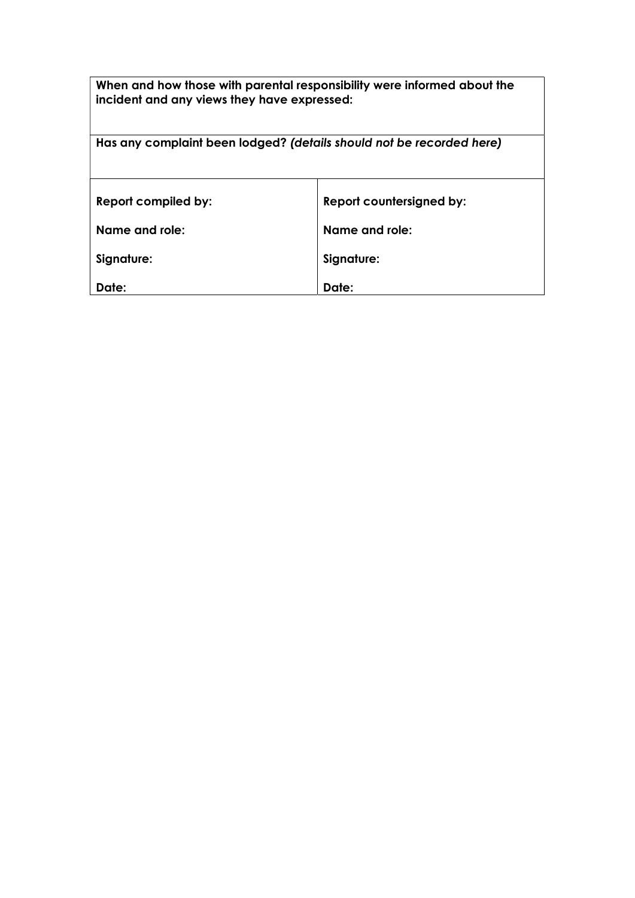| | |
|---|---|
| **When and how those with parental responsibility were informed about the incident and any views they have expressed:** | |
| **Has any complaint been lodged?** ***(details should not be recorded here)*** | |
| **Report compiled by:**<br><br>**Name and role:**<br><br>**Signature:**<br><br>**Date:** | **Report countersigned by:**<br><br>**Name and role:**<br><br>**Signature:**<br><br>**Date:** |